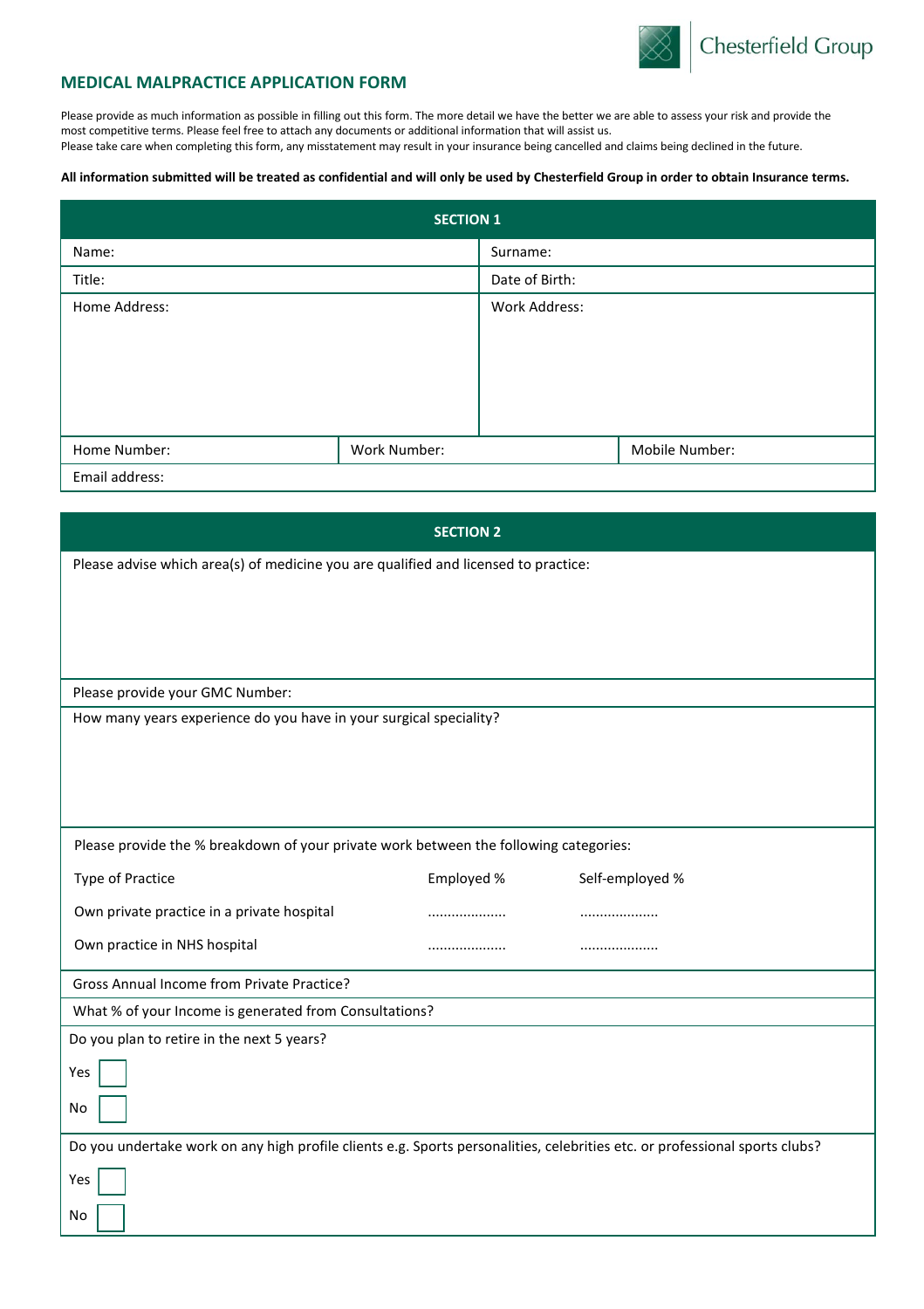Chesterfield Group

# MEDICAL MALPRACTICE APPLICATION FORM

Please provide as much information as possible in filling out this form. The more detail we have the better we are able to assess your risk and provide the most competitive terms. Please feel free to attach any documents or additional information that will assist us.
Please take care when completing this form, any misstatement may result in your insurance being cancelled and claims being declined in the future.

**All information submitted will be treated as confidential and will only be used by Chesterfield Group in order to obtain Insurance terms.**

## SECTION 1

| Name: | Surname: |
|---|---|
| Title: | Date of Birth: |
| Home Address: | Work Address: |

| Home Number: | Work Number: | Mobile Number: |
|---|---|---|
| Email address: | | |

## SECTION 2

Please advise which area(s) of medicine you are qualified and licensed to practice:

Please provide your GMC Number:

How many years experience do you have in your surgical speciality?

Please provide the % breakdown of your private work between the following categories:

| Type of Practice | Employed % | Self-employed % |
|---|---|---|
| Own private practice in a private hospital | .................... | .................... |
| Own practice in NHS hospital | .................... | .................... |

Gross Annual Income from Private Practice?

What % of your Income is generated from Consultations?

Do you plan to retire in the next 5 years?

Yes ☐

No ☐

Do you undertake work on any high profile clients e.g. Sports personalities, celebrities etc. or professional sports clubs?

Yes ☐

No ☐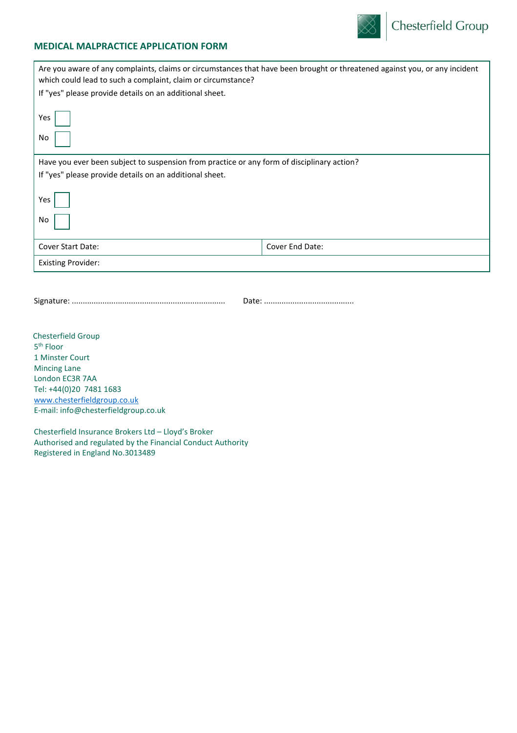Chesterfield Group

## MEDICAL MALPRACTICE APPLICATION FORM

Are you aware of any complaints, claims or circumstances that have been brought or threatened against you, or any incident which could lead to such a complaint, claim or circumstance?

If "yes" please provide details on an additional sheet.

Yes ☐

No ☐

Have you ever been subject to suspension from practice or any form of disciplinary action?

If "yes" please provide details on an additional sheet.

Yes ☐

No ☐

| | |
|---|---|
| Cover Start Date: | Cover End Date: |
| Existing Provider: | |

Signature: ..................................................................... Date: .........................................

Chesterfield Group
5th Floor
1 Minster Court
Mincing Lane
London EC3R 7AA
Tel: +44(0)20 7481 1683
www.chesterfieldgroup.co.uk
E-mail: info@chesterfieldgroup.co.uk

Chesterfield Insurance Brokers Ltd – Lloyd's Broker
Authorised and regulated by the Financial Conduct Authority
Registered in England No.3013489